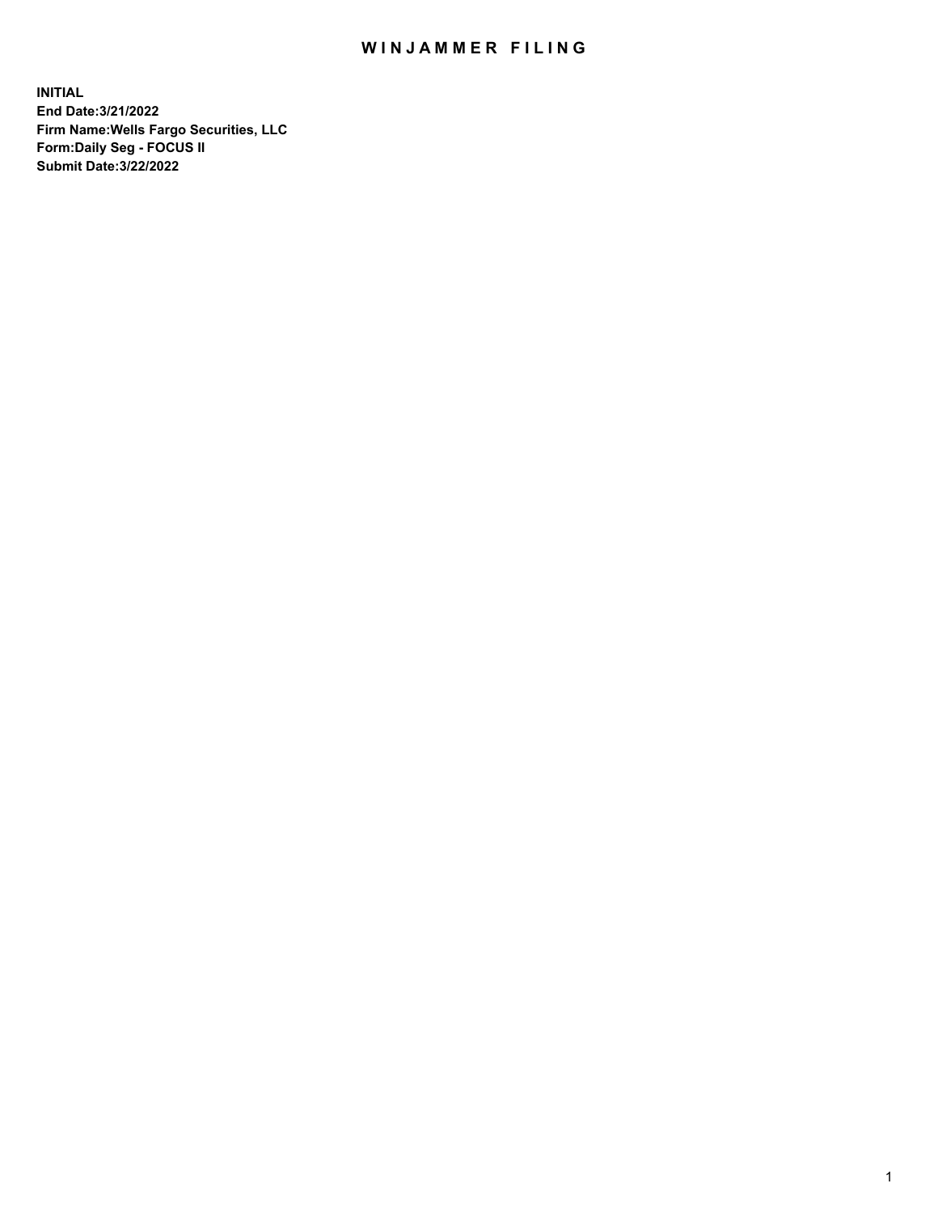# WINJAMMER FILING

**INITIAL**
**End Date:3/21/2022**
**Firm Name:Wells Fargo Securities, LLC**
**Form:Daily Seg - FOCUS II**
**Submit Date:3/22/2022**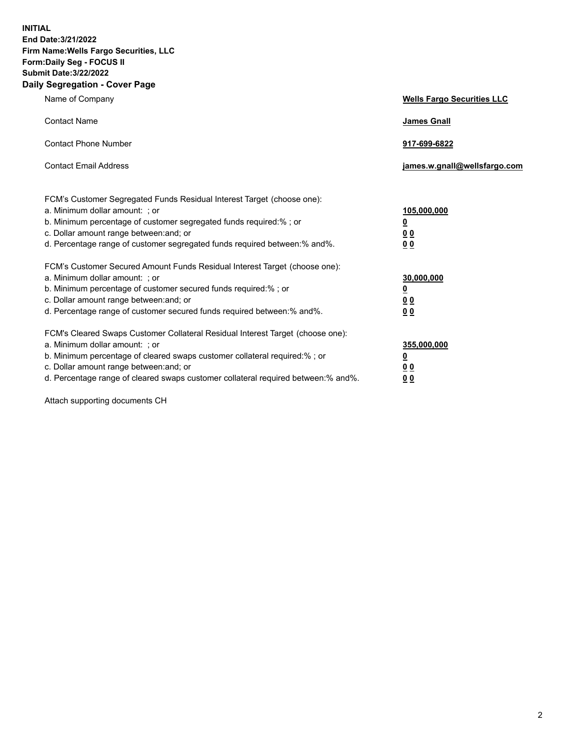**INITIAL**
**End Date:3/21/2022**
**Firm Name:Wells Fargo Securities, LLC**
**Form:Daily Seg - FOCUS II**
**Submit Date:3/22/2022**

## Daily Segregation - Cover Page

| | |
|---|---|
| Name of Company | **Wells Fargo Securities LLC** |
| Contact Name | **James Gnall** |
| Contact Phone Number | **917-699-6822** |
| Contact Email Address | **james.w.gnall@wellsfargo.com** |

| | |
|---|---|
| FCM's Customer Segregated Funds Residual Interest Target (choose one): | |
| a. Minimum dollar amount: ; or | **105,000,000** |
| b. Minimum percentage of customer segregated funds required:% ; or | **0** |
| c. Dollar amount range between:and; or | **0 0** |
| d. Percentage range of customer segregated funds required between:% and%. | **0 0** |
| FCM's Customer Secured Amount Funds Residual Interest Target (choose one): | |
| a. Minimum dollar amount: ; or | **30,000,000** |
| b. Minimum percentage of customer secured funds required:% ; or | **0** |
| c. Dollar amount range between:and; or | **0 0** |
| d. Percentage range of customer secured funds required between:% and%. | **0 0** |
| FCM's Cleared Swaps Customer Collateral Residual Interest Target (choose one): | |
| a. Minimum dollar amount: ; or | **355,000,000** |
| b. Minimum percentage of cleared swaps customer collateral required:% ; or | **0** |
| c. Dollar amount range between:and; or | **0 0** |
| d. Percentage range of cleared swaps customer collateral required between:% and%. | **0 0** |

Attach supporting documents CH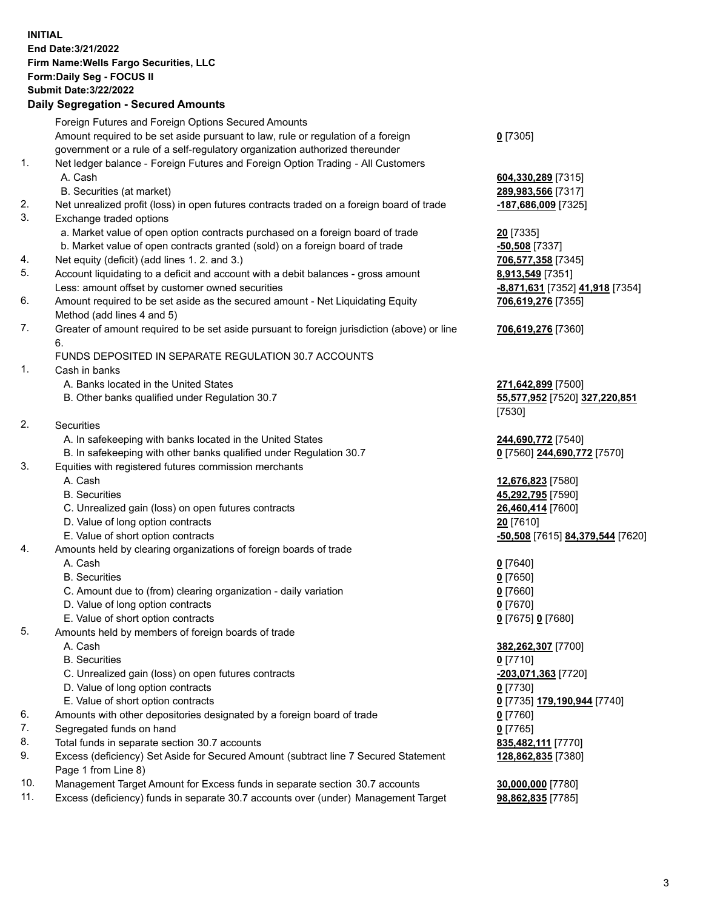**INITIAL**
**End Date:3/21/2022**
**Firm Name:Wells Fargo Securities, LLC**
**Form:Daily Seg - FOCUS II**
**Submit Date:3/22/2022**

## Daily Segregation - Secured Amounts

| | | |
|---|---|---|
| | Foreign Futures and Foreign Options Secured Amounts | |
| | Amount required to be set aside pursuant to law, rule or regulation of a foreign government or a rule of a self-regulatory organization authorized thereunder | **0** [7305] |
| 1. | Net ledger balance - Foreign Futures and Foreign Option Trading - All Customers | |
| | A. Cash | **604,330,289** [7315] |
| | B. Securities (at market) | **289,983,566** [7317] |
| 2. | Net unrealized profit (loss) in open futures contracts traded on a foreign board of trade | **-187,686,009** [7325] |
| 3. | Exchange traded options | |
| | a. Market value of open option contracts purchased on a foreign board of trade | **20** [7335] |
| | b. Market value of open contracts granted (sold) on a foreign board of trade | **-50,508** [7337] |
| 4. | Net equity (deficit) (add lines 1. 2. and 3.) | **706,577,358** [7345] |
| 5. | Account liquidating to a deficit and account with a debit balances - gross amount | **8,913,549** [7351] |
| | Less: amount offset by customer owned securities | **-8,871,631** [7352] **41,918** [7354] |
| 6. | Amount required to be set aside as the secured amount - Net Liquidating Equity Method (add lines 4 and 5) | **706,619,276** [7355] |
| 7. | Greater of amount required to be set aside pursuant to foreign jurisdiction (above) or line 6. | **706,619,276** [7360] |
| | FUNDS DEPOSITED IN SEPARATE REGULATION 30.7 ACCOUNTS | |
| 1. | Cash in banks | |
| | A. Banks located in the United States | **271,642,899** [7500] |
| | B. Other banks qualified under Regulation 30.7 | **55,577,952** [7520] **327,220,851** [7530] |
| 2. | Securities | |
| | A. In safekeeping with banks located in the United States | **244,690,772** [7540] |
| | B. In safekeeping with other banks qualified under Regulation 30.7 | **0** [7560] **244,690,772** [7570] |
| 3. | Equities with registered futures commission merchants | |
| | A. Cash | **12,676,823** [7580] |
| | B. Securities | **45,292,795** [7590] |
| | C. Unrealized gain (loss) on open futures contracts | **26,460,414** [7600] |
| | D. Value of long option contracts | **20** [7610] |
| | E. Value of short option contracts | **-50,508** [7615] **84,379,544** [7620] |
| 4. | Amounts held by clearing organizations of foreign boards of trade | |
| | A. Cash | **0** [7640] |
| | B. Securities | **0** [7650] |
| | C. Amount due to (from) clearing organization - daily variation | **0** [7660] |
| | D. Value of long option contracts | **0** [7670] |
| | E. Value of short option contracts | **0** [7675] **0** [7680] |
| 5. | Amounts held by members of foreign boards of trade | |
| | A. Cash | **382,262,307** [7700] |
| | B. Securities | **0** [7710] |
| | C. Unrealized gain (loss) on open futures contracts | **-203,071,363** [7720] |
| | D. Value of long option contracts | **0** [7730] |
| | E. Value of short option contracts | **0** [7735] **179,190,944** [7740] |
| 6. | Amounts with other depositories designated by a foreign board of trade | **0** [7760] |
| 7. | Segregated funds on hand | **0** [7765] |
| 8. | Total funds in separate section 30.7 accounts | **835,482,111** [7770] |
| 9. | Excess (deficiency) Set Aside for Secured Amount (subtract line 7 Secured Statement Page 1 from Line 8) | **128,862,835** [7380] |
| 10. | Management Target Amount for Excess funds in separate section 30.7 accounts | **30,000,000** [7780] |
| 11. | Excess (deficiency) funds in separate 30.7 accounts over (under) Management Target | **98,862,835** [7785] |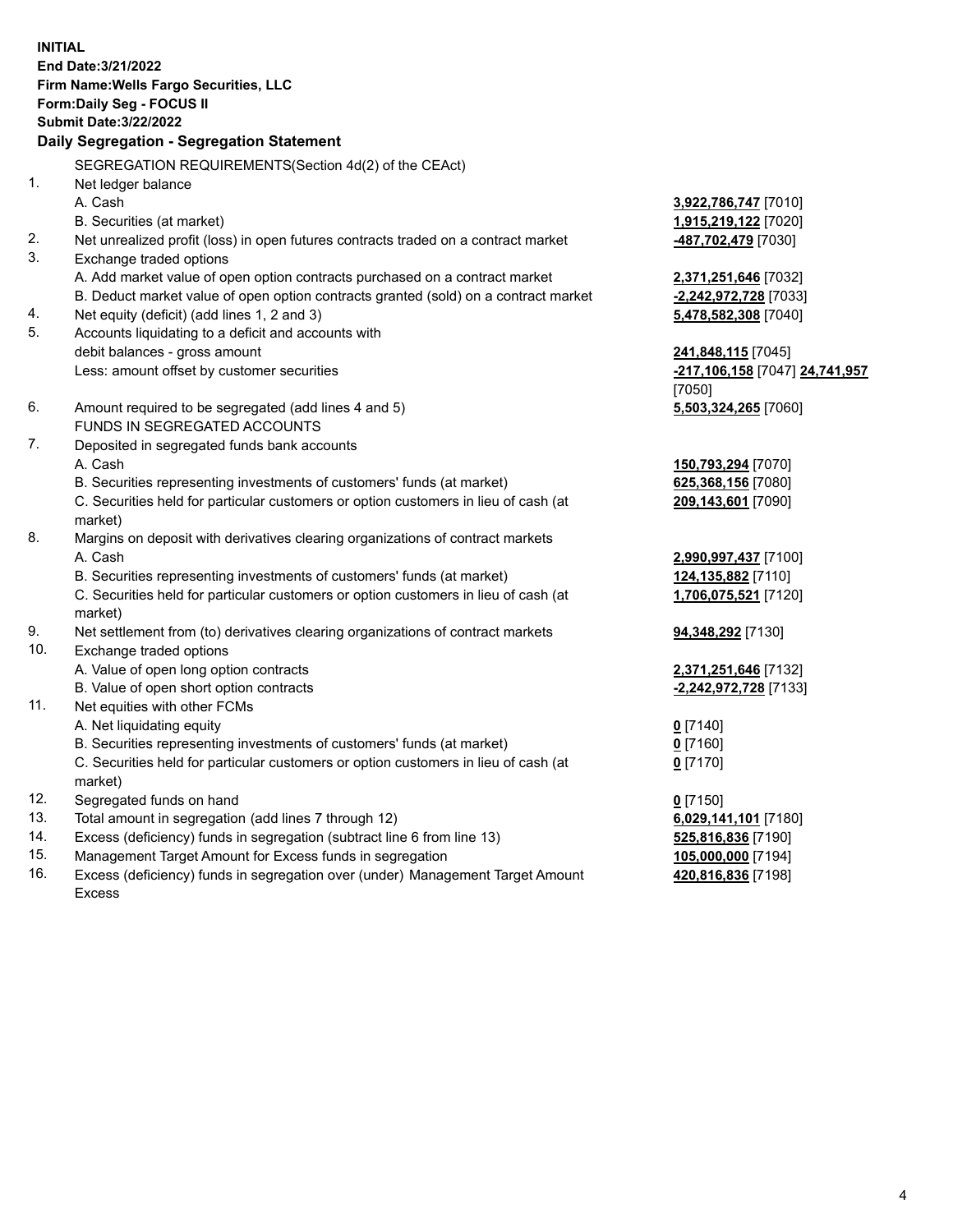**INITIAL**
**End Date:3/21/2022**
**Firm Name:Wells Fargo Securities, LLC**
**Form:Daily Seg - FOCUS II**
**Submit Date:3/22/2022**

## Daily Segregation - Segregation Statement

SEGREGATION REQUIREMENTS(Section 4d(2) of the CEAct)

| | | |
|---|---|---|
| 1. | Net ledger balance | |
| | A. Cash | **3,922,786,747** [7010] |
| | B. Securities (at market) | **1,915,219,122** [7020] |
| 2. | Net unrealized profit (loss) in open futures contracts traded on a contract market | **-487,702,479** [7030] |
| 3. | Exchange traded options | |
| | A. Add market value of open option contracts purchased on a contract market | **2,371,251,646** [7032] |
| | B. Deduct market value of open option contracts granted (sold) on a contract market | **-2,242,972,728** [7033] |
| 4. | Net equity (deficit) (add lines 1, 2 and 3) | **5,478,582,308** [7040] |
| 5. | Accounts liquidating to a deficit and accounts with debit balances - gross amount | **241,848,115** [7045] |
| | Less: amount offset by customer securities | **-217,106,158** [7047] **24,741,957** [7050] |
| 6. | Amount required to be segregated (add lines 4 and 5) | **5,503,324,265** [7060] |
| | FUNDS IN SEGREGATED ACCOUNTS | |
| 7. | Deposited in segregated funds bank accounts | |
| | A. Cash | **150,793,294** [7070] |
| | B. Securities representing investments of customers' funds (at market) | **625,368,156** [7080] |
| | C. Securities held for particular customers or option customers in lieu of cash (at market) | **209,143,601** [7090] |
| 8. | Margins on deposit with derivatives clearing organizations of contract markets | |
| | A. Cash | **2,990,997,437** [7100] |
| | B. Securities representing investments of customers' funds (at market) | **124,135,882** [7110] |
| | C. Securities held for particular customers or option customers in lieu of cash (at market) | **1,706,075,521** [7120] |
| 9. | Net settlement from (to) derivatives clearing organizations of contract markets | **94,348,292** [7130] |
| 10. | Exchange traded options | |
| | A. Value of open long option contracts | **2,371,251,646** [7132] |
| | B. Value of open short option contracts | **-2,242,972,728** [7133] |
| 11. | Net equities with other FCMs | |
| | A. Net liquidating equity | **0** [7140] |
| | B. Securities representing investments of customers' funds (at market) | **0** [7160] |
| | C. Securities held for particular customers or option customers in lieu of cash (at market) | **0** [7170] |
| 12. | Segregated funds on hand | **0** [7150] |
| 13. | Total amount in segregation (add lines 7 through 12) | **6,029,141,101** [7180] |
| 14. | Excess (deficiency) funds in segregation (subtract line 6 from line 13) | **525,816,836** [7190] |
| 15. | Management Target Amount for Excess funds in segregation | **105,000,000** [7194] |
| 16. | Excess (deficiency) funds in segregation over (under) Management Target Amount Excess | **420,816,836** [7198] |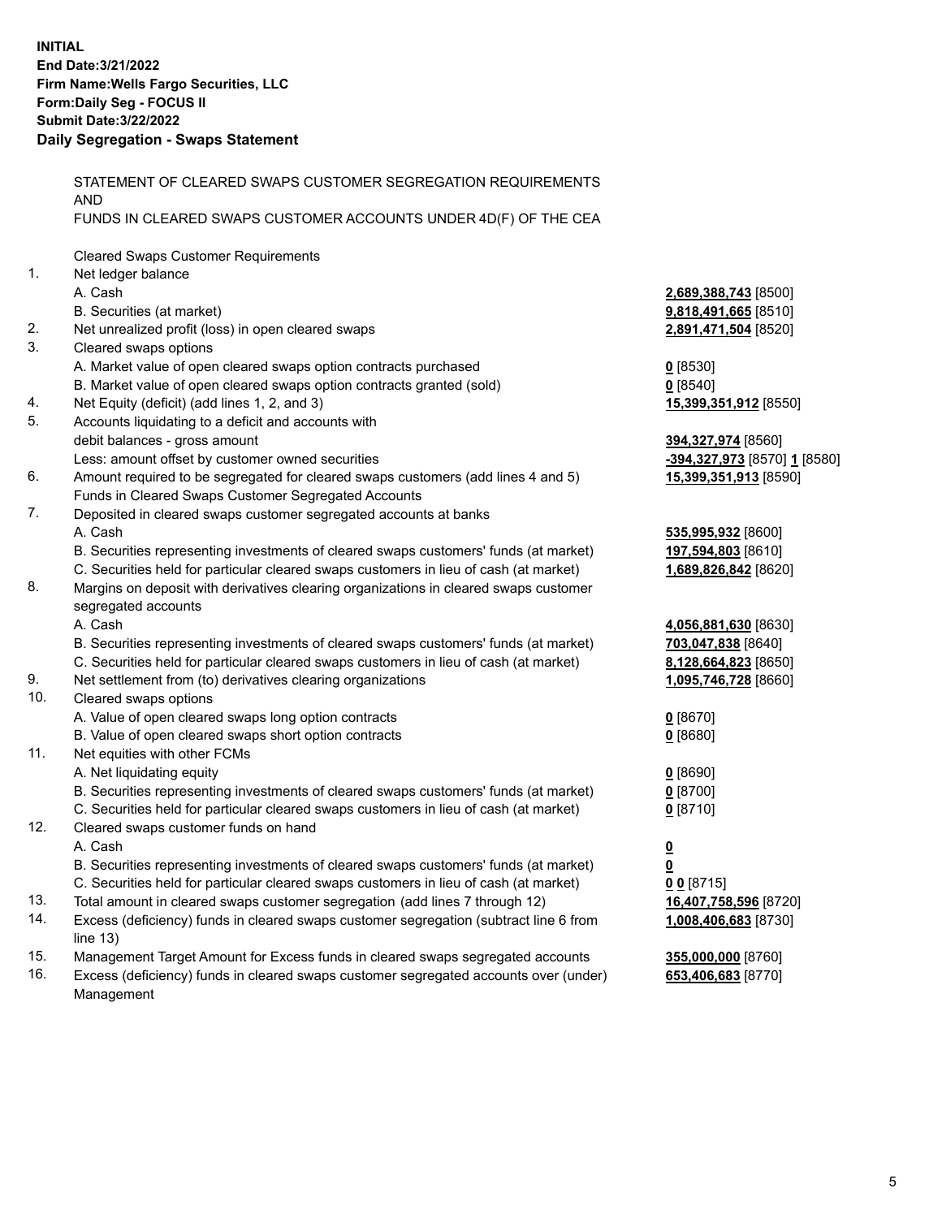**INITIAL**
**End Date:3/21/2022**
**Firm Name:Wells Fargo Securities, LLC**
**Form:Daily Seg - FOCUS II**
**Submit Date:3/22/2022**
**Daily Segregation - Swaps Statement**

STATEMENT OF CLEARED SWAPS CUSTOMER SEGREGATION REQUIREMENTS AND FUNDS IN CLEARED SWAPS CUSTOMER ACCOUNTS UNDER 4D(F) OF THE CEA

| | | |
|---|---|---|
| | Cleared Swaps Customer Requirements | |
| 1. | Net ledger balance | |
| | A. Cash | **2,689,388,743** [8500] |
| | B. Securities (at market) | **9,818,491,665** [8510] |
| 2. | Net unrealized profit (loss) in open cleared swaps | **2,891,471,504** [8520] |
| 3. | Cleared swaps options | |
| | A. Market value of open cleared swaps option contracts purchased | **0** [8530] |
| | B. Market value of open cleared swaps option contracts granted (sold) | **0** [8540] |
| 4. | Net Equity (deficit) (add lines 1, 2, and 3) | **15,399,351,912** [8550] |
| 5. | Accounts liquidating to a deficit and accounts with debit balances - gross amount | **394,327,974** [8560] |
| | Less: amount offset by customer owned securities | **-394,327,973** [8570] **1** [8580] |
| 6. | Amount required to be segregated for cleared swaps customers (add lines 4 and 5) | **15,399,351,913** [8590] |
| | Funds in Cleared Swaps Customer Segregated Accounts | |
| 7. | Deposited in cleared swaps customer segregated accounts at banks | |
| | A. Cash | **535,995,932** [8600] |
| | B. Securities representing investments of cleared swaps customers' funds (at market) | **197,594,803** [8610] |
| | C. Securities held for particular cleared swaps customers in lieu of cash (at market) | **1,689,826,842** [8620] |
| 8. | Margins on deposit with derivatives clearing organizations in cleared swaps customer segregated accounts | |
| | A. Cash | **4,056,881,630** [8630] |
| | B. Securities representing investments of cleared swaps customers' funds (at market) | **703,047,838** [8640] |
| | C. Securities held for particular cleared swaps customers in lieu of cash (at market) | **8,128,664,823** [8650] |
| 9. | Net settlement from (to) derivatives clearing organizations | **1,095,746,728** [8660] |
| 10. | Cleared swaps options | |
| | A. Value of open cleared swaps long option contracts | **0** [8670] |
| | B. Value of open cleared swaps short option contracts | **0** [8680] |
| 11. | Net equities with other FCMs | |
| | A. Net liquidating equity | **0** [8690] |
| | B. Securities representing investments of cleared swaps customers' funds (at market) | **0** [8700] |
| | C. Securities held for particular cleared swaps customers in lieu of cash (at market) | **0** [8710] |
| 12. | Cleared swaps customer funds on hand | |
| | A. Cash | **0** |
| | B. Securities representing investments of cleared swaps customers' funds (at market) | **0** |
| | C. Securities held for particular cleared swaps customers in lieu of cash (at market) | **0** **0** [8715] |
| 13. | Total amount in cleared swaps customer segregation (add lines 7 through 12) | **16,407,758,596** [8720] |
| 14. | Excess (deficiency) funds in cleared swaps customer segregation (subtract line 6 from line 13) | **1,008,406,683** [8730] |
| 15. | Management Target Amount for Excess funds in cleared swaps segregated accounts | **355,000,000** [8760] |
| 16. | Excess (deficiency) funds in cleared swaps customer segregated accounts over (under) Management | **653,406,683** [8770] |